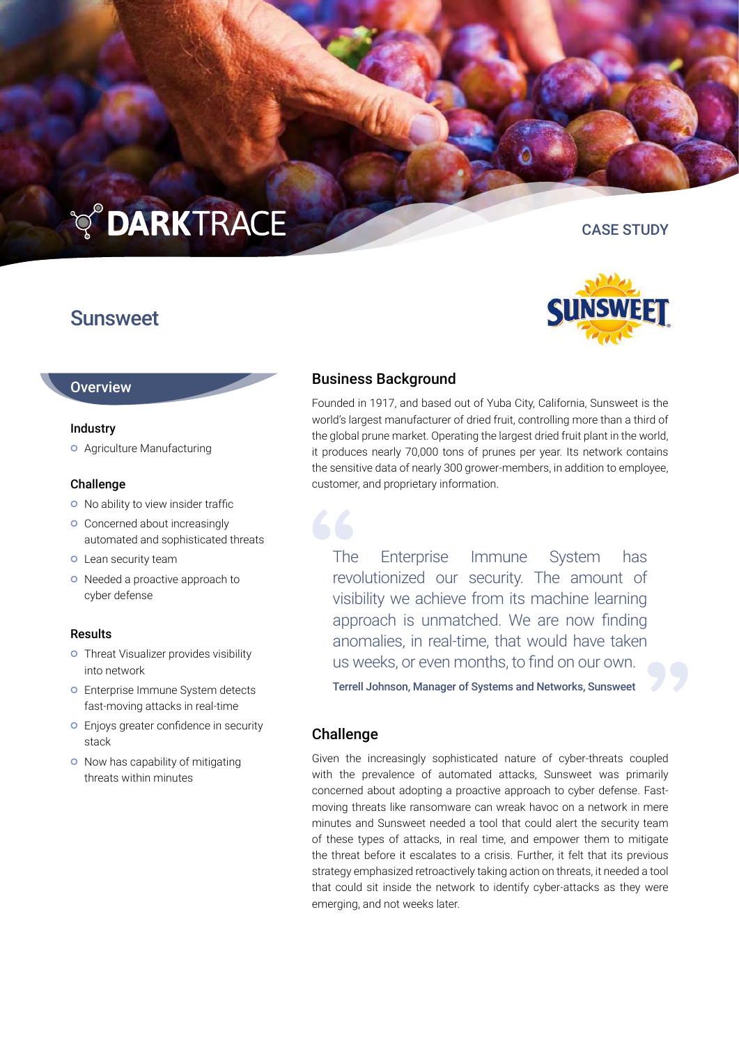DARKTRACE

CASE STUDY

# Sunsweet

## Overview

### Industry

- Agriculture Manufacturing

### Challenge

- No ability to view insider traffic
- Concerned about increasingly automated and sophisticated threats
- Lean security team
- Needed a proactive approach to cyber defense

### Results

- Threat Visualizer provides visibility into network
- Enterprise Immune System detects fast-moving attacks in real-time
- Enjoys greater confidence in security stack
- Now has capability of mitigating threats within minutes

## Business Background

Founded in 1917, and based out of Yuba City, California, Sunsweet is the world's largest manufacturer of dried fruit, controlling more than a third of the global prune market. Operating the largest dried fruit plant in the world, it produces nearly 70,000 tons of prunes per year. Its network contains the sensitive data of nearly 300 grower-members, in addition to employee, customer, and proprietary information.

> "The Enterprise Immune System has revolutionized our security. The amount of visibility we achieve from its machine learning approach is unmatched. We are now finding anomalies, in real-time, that would have taken us weeks, or even months, to find on our own."
>
> **Terrell Johnson, Manager of Systems and Networks, Sunsweet**

## Challenge

Given the increasingly sophisticated nature of cyber-threats coupled with the prevalence of automated attacks, Sunsweet was primarily concerned about adopting a proactive approach to cyber defense. Fast-moving threats like ransomware can wreak havoc on a network in mere minutes and Sunsweet needed a tool that could alert the security team of these types of attacks, in real time, and empower them to mitigate the threat before it escalates to a crisis. Further, it felt that its previous strategy emphasized retroactively taking action on threats, it needed a tool that could sit inside the network to identify cyber-attacks as they were emerging, and not weeks later.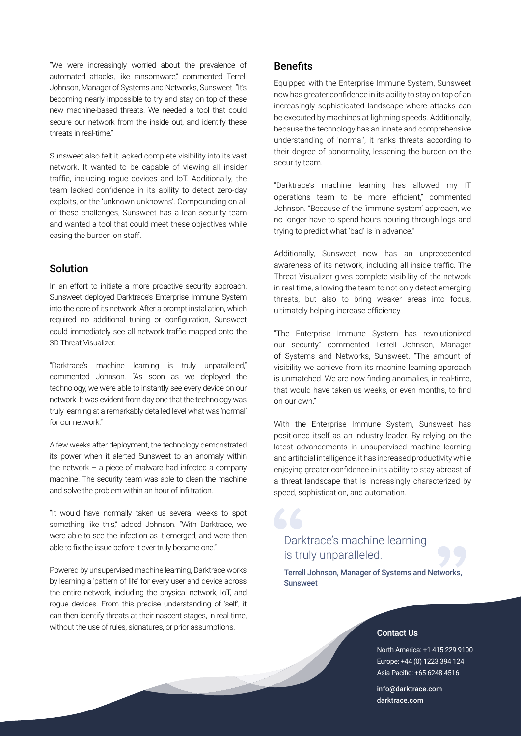"We were increasingly worried about the prevalence of automated attacks, like ransomware," commented Terrell Johnson, Manager of Systems and Networks, Sunsweet. "It's becoming nearly impossible to try and stay on top of these new machine-based threats. We needed a tool that could secure our network from the inside out, and identify these threats in real-time."

Sunsweet also felt it lacked complete visibility into its vast network. It wanted to be capable of viewing all insider traffic, including rogue devices and IoT. Additionally, the team lacked confidence in its ability to detect zero-day exploits, or the 'unknown unknowns'. Compounding on all of these challenges, Sunsweet has a lean security team and wanted a tool that could meet these objectives while easing the burden on staff.

## Solution

In an effort to initiate a more proactive security approach, Sunsweet deployed Darktrace's Enterprise Immune System into the core of its network. After a prompt installation, which required no additional tuning or configuration, Sunsweet could immediately see all network traffic mapped onto the 3D Threat Visualizer.

"Darktrace's machine learning is truly unparalleled," commented Johnson. "As soon as we deployed the technology, we were able to instantly see every device on our network. It was evident from day one that the technology was truly learning at a remarkably detailed level what was 'normal' for our network."

A few weeks after deployment, the technology demonstrated its power when it alerted Sunsweet to an anomaly within the network – a piece of malware had infected a company machine. The security team was able to clean the machine and solve the problem within an hour of infiltration.

"It would have normally taken us several weeks to spot something like this," added Johnson. "With Darktrace, we were able to see the infection as it emerged, and were then able to fix the issue before it ever truly became one."

Powered by unsupervised machine learning, Darktrace works by learning a 'pattern of life' for every user and device across the entire network, including the physical network, IoT, and rogue devices. From this precise understanding of 'self', it can then identify threats at their nascent stages, in real time, without the use of rules, signatures, or prior assumptions.

## Benefits

Equipped with the Enterprise Immune System, Sunsweet now has greater confidence in its ability to stay on top of an increasingly sophisticated landscape where attacks can be executed by machines at lightning speeds. Additionally, because the technology has an innate and comprehensive understanding of 'normal', it ranks threats according to their degree of abnormality, lessening the burden on the security team.

"Darktrace's machine learning has allowed my IT operations team to be more efficient," commented Johnson. "Because of the 'immune system' approach, we no longer have to spend hours pouring through logs and trying to predict what 'bad' is in advance."

Additionally, Sunsweet now has an unprecedented awareness of its network, including all inside traffic. The Threat Visualizer gives complete visibility of the network in real time, allowing the team to not only detect emerging threats, but also to bring weaker areas into focus, ultimately helping increase efficiency.

"The Enterprise Immune System has revolutionized our security," commented Terrell Johnson, Manager of Systems and Networks, Sunsweet. "The amount of visibility we achieve from its machine learning approach is unmatched. We are now finding anomalies, in real-time, that would have taken us weeks, or even months, to find on our own."

With the Enterprise Immune System, Sunsweet has positioned itself as an industry leader. By relying on the latest advancements in unsupervised machine learning and artificial intelligence, it has increased productivity while enjoying greater confidence in its ability to stay abreast of a threat landscape that is increasingly characterized by speed, sophistication, and automation.

> Darktrace's machine learning is truly unparalleled.
>
> **Terrell Johnson, Manager of Systems and Networks, Sunsweet**

### Contact Us

North America: +1 415 229 9100
Europe: +44 (0) 1223 394 124
Asia Pacific: +65 6248 4516

info@darktrace.com
darktrace.com